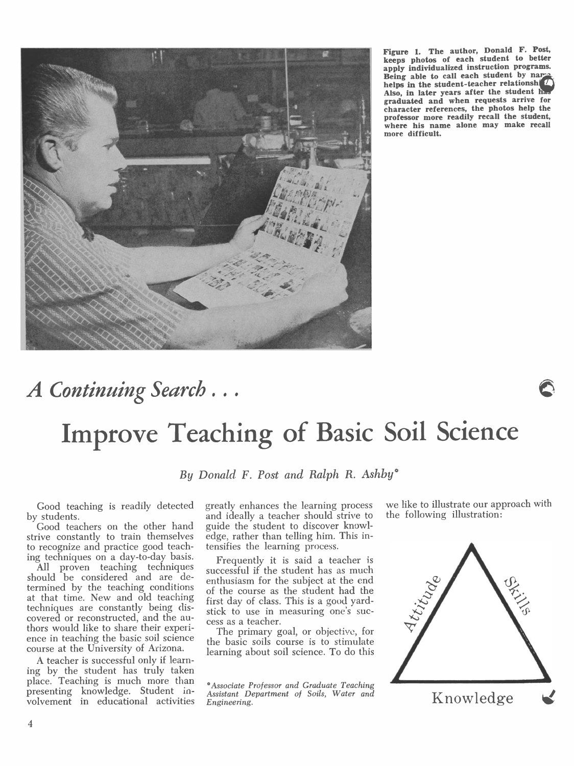Figure 1. The author, Donald F. Post, keeps photos of each student to better apply individualized instruction programs. Being able to call each student by name helps in the student-teacher relationship. Also, in later years after the student has graduated and when requests arrive for character references, the photos help the professor more readily recall the student, where his name alone may make recall more difficult.

## *A Continuing Search . . .*

# Improve Teaching of Basic Soil Science

*By Donald F. Post and Ralph R. Ashby\**

Good teaching is readily detected by students.

Good teachers on the other hand strive constantly to train themselves to recognize and practice good teaching techniques on a day-to-day basis.

All proven teaching techniques should be considered and are determined by the teaching conditions at that time. New and old teaching techniques are constantly being discovered or reconstructed, and the authors would like to share their experience in teaching the basic soil science course at the University of Arizona.

A teacher is successful only if learning by the student has truly taken place. Teaching is much more than presenting knowledge. Student involvement in educational activities greatly enhances the learning process and ideally a teacher should strive to guide the student to discover knowledge, rather than telling him. This intensifies the learning process.

Frequently it is said a teacher is successful if the student has as much enthusiasm for the subject at the end of the course as the student had the first day of class. This is a good yardstick to use in measuring one's success as a teacher.

The primary goal, or objective, for the basic soils course is to stimulate learning about soil science. To do this we like to illustrate our approach with the following illustration:

Attitude — Skills — Knowledge

\*Associate Professor and Graduate Teaching Assistant Department of Soils, Water and Engineering.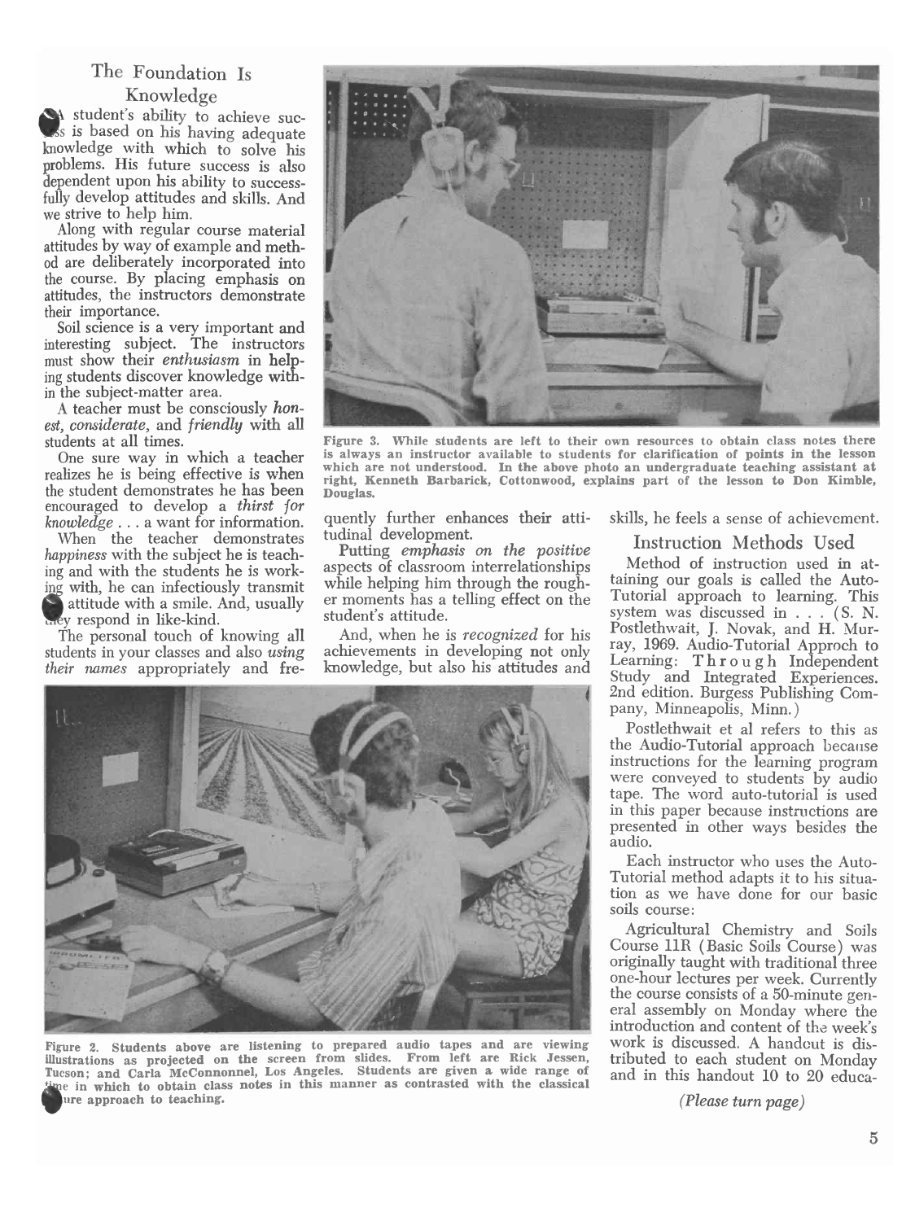## The Foundation Is Knowledge

A student's ability to achieve success is based on his having adequate knowledge with which to solve his problems. His future success is also dependent upon his ability to successfully develop attitudes and skills. And we strive to help him.

Along with regular course material attitudes by way of example and method are deliberately incorporated into the course. By placing emphasis on attitudes, the instructors demonstrate their importance.

Soil science is a very important and interesting subject. The instructors must show their *enthusiasm* in helping students discover knowledge within the subject-matter area.

A teacher must be consciously *honest, considerate*, and *friendly* with all students at all times.

One sure way in which a teacher realizes he is being effective is when the student demonstrates he has been encouraged to develop a *thirst for knowledge* . . . a want for information.

When the teacher demonstrates *happiness* with the subject he is teaching and with the students he is working with, he can infectiously transmit this attitude with a smile. And, usually they respond in like-kind.

The personal touch of knowing all students in your classes and also *using their names* appropriately and frequently further enhances their attitudinal development.

Putting *emphasis on the positive* aspects of classroom interrelationships while helping him through the rougher moments has a telling effect on the student's attitude.

And, when he is *recognized* for his achievements in developing not only knowledge, but also his attitudes and skills, he feels a sense of achievement.

Figure 3. While students are left to their own resources to obtain class notes there is always an instructor available to students for clarification of points in the lesson which are not understood. In the above photo an undergraduate teaching assistant at right, Kenneth Barbarick, Cottonwood, explains part of the lesson to Don Kimble, Douglas.

Figure 2. Students above are listening to prepared audio tapes and are viewing illustrations as projected on the screen from slides. From left are Rick Jessen, Tucson; and Carla McConnonnel, Los Angeles. Students are given a wide range of time in which to obtain class notes in this manner as contrasted with the classical lecture approach to teaching.

## Instruction Methods Used

Method of instruction used in attaining our goals is called the Auto-Tutorial approach to learning. This system was discussed in . . . (S. N. Postlethwait, J. Novak, and H. Murray, 1969. Audio-Tutorial Approch to Learning: Through Independent Study and Integrated Experiences. 2nd edition. Burgess Publishing Company, Minneapolis, Minn.)

Postlethwait et al refers to this as the Audio-Tutorial approach because instructions for the learning program were conveyed to students by audio tape. The word auto-tutorial is used in this paper because instructions are presented in other ways besides the audio.

Each instructor who uses the Auto-Tutorial method adapts it to his situation as we have done for our basic soils course:

Agricultural Chemistry and Soils Course 11R (Basic Soils Course) was originally taught with traditional three one-hour lectures per week. Currently the course consists of a 50-minute general assembly on Monday where the introduction and content of the week's work is discussed. A handout is distributed to each student on Monday and in this handout 10 to 20 educa-

*(Please turn page)*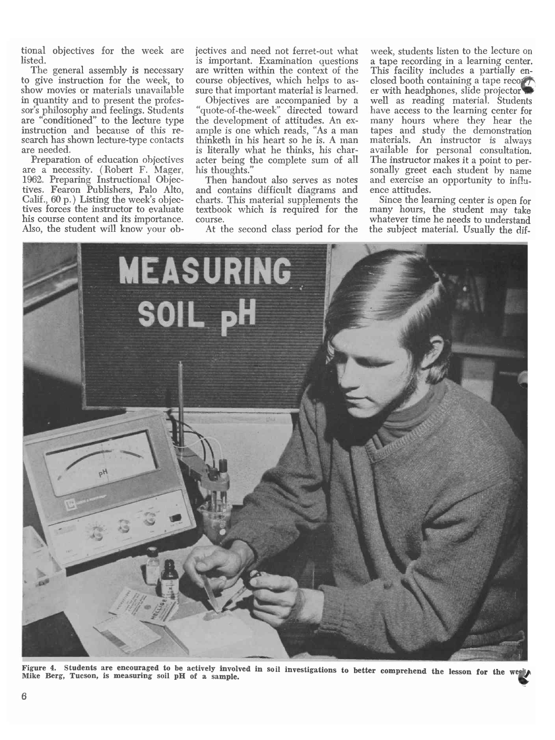tional objectives for the week are listed.

The general assembly is necessary to give instruction for the week, to show movies or materials unavailable in quantity and to present the professor's philosophy and feelings. Students are "conditioned" to the lecture type instruction and because of this research has shown lecture-type contacts are needed.

Preparation of education objectives are a necessity. (Robert F. Mager, 1962. Preparing Instructional Objectives. Fearon Publishers, Palo Alto, Calif., 60 p.) Listing the week's objectives forces the instructor to evaluate his course content and its importance. Also, the student will know your objectives and need not ferret-out what is important. Examination questions are written within the context of the course objectives, which helps to assure that important material is learned.

Objectives are accompanied by a "quote-of-the-week" directed toward the development of attitudes. An example is one which reads, "As a man thinketh in his heart so he is. A man is literally what he thinks, his character being the complete sum of all his thoughts."

Then handout also serves as notes and contains difficult diagrams and charts. This material supplements the textbook which is required for the course.

At the second class period for the week, students listen to the lecture on a tape recording in a learning center. This facility includes a partially enclosed booth containing a tape recorder with headphones, slide projector as well as reading material. Students have access to the learning center for many hours where they hear the tapes and study the demonstration materials. An instructor is always available for personal consultation. The instructor makes it a point to personally greet each student by name and exercise an opportunity to influence attitudes.

Since the learning center is open for many hours, the student may take whatever time he needs to understand the subject material. Usually the dif-

**Figure 4. Students are encouraged to be actively involved in soil investigations to better comprehend the lesson for the week. Mike Berg, Tucson, is measuring soil pH of a sample.**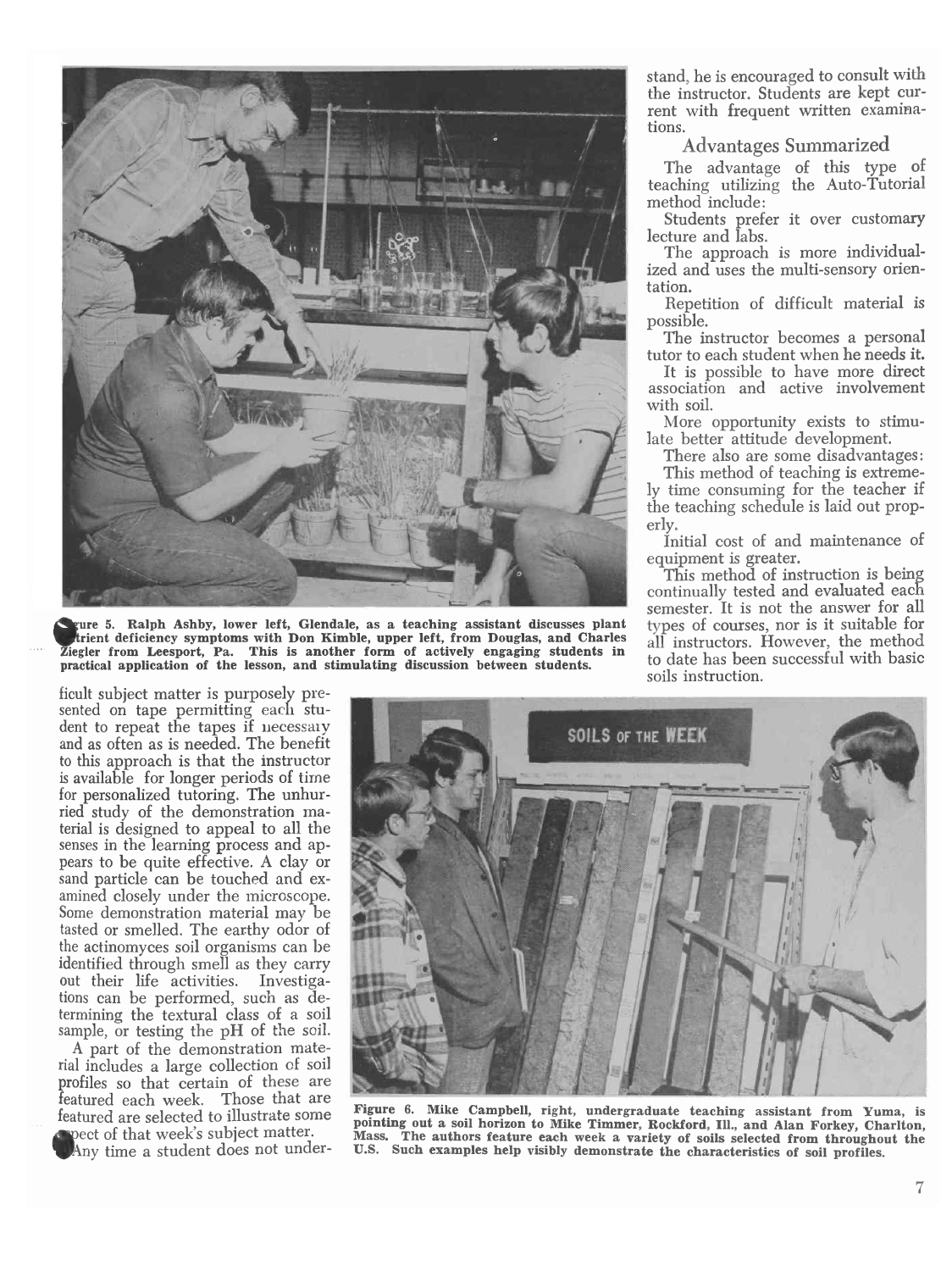Figure 5. Ralph Ashby, lower left, Glendale, as a teaching assistant discusses plant nutrient deficiency symptoms with Don Kimble, upper left, from Douglas, and Charles Ziegler from Leesport, Pa. This is another form of actively engaging students in practical application of the lesson, and stimulating discussion between students.

ficult subject matter is purposely presented on tape permitting each student to repeat the tapes if necessary and as often as is needed. The benefit to this approach is that the instructor is available for longer periods of time for personalized tutoring. The unhurried study of the demonstration material is designed to appeal to all the senses in the learning process and appears to be quite effective. A clay or sand particle can be touched and examined closely under the microscope. Some demonstration material may be tasted or smelled. The earthy odor of the actinomyces soil organisms can be identified through smell as they carry out their life activities. Investigations can be performed, such as determining the textural class of a soil sample, or testing the pH of the soil.

A part of the demonstration material includes a large collection of soil profiles so that certain of these are featured each week. Those that are featured are selected to illustrate some aspect of that week's subject matter.

Any time a student does not understand, he is encouraged to consult with the instructor. Students are kept current with frequent written examinations.

## Advantages Summarized

The advantage of this type of teaching utilizing the Auto-Tutorial method include:

Students prefer it over customary lecture and labs.

The approach is more individualized and uses the multi-sensory orientation.

Repetition of difficult material is possible.

The instructor becomes a personal tutor to each student when he needs it.

It is possible to have more direct association and active involvement with soil.

More opportunity exists to stimulate better attitude development.

There also are some disadvantages:

This method of teaching is extremely time consuming for the teacher if the teaching schedule is laid out properly.

Initial cost of and maintenance of equipment is greater.

This method of instruction is being continually tested and evaluated each semester. It is not the answer for all types of courses, nor is it suitable for all instructors. However, the method to date has been successful with basic soils instruction.

Figure 6. Mike Campbell, right, undergraduate teaching assistant from Yuma, is pointing out a soil horizon to Mike Timmer, Rockford, Ill., and Alan Forkey, Charlton, Mass. The authors feature each week a variety of soils selected from throughout the U.S. Such examples help visibly demonstrate the characteristics of soil profiles.